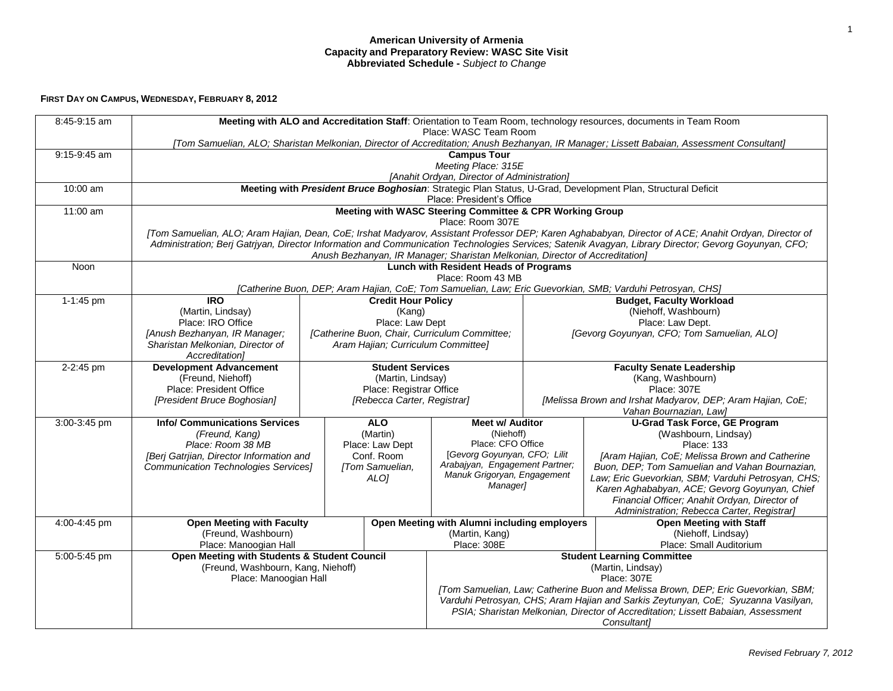**American University of Armenia**
**Capacity and Preparatory Review: WASC Site Visit**
**Abbreviated Schedule -** *Subject to Change*

**FIRST DAY ON CAMPUS, WEDNESDAY, FEBRUARY 8, 2012**

| Time | Session | | | |
|---|---|---|---|---|
| 8:45-9:15 am | **Meeting with ALO and Accreditation Staff**: Orientation to Team Room, technology resources, documents in Team Room<br>Place: WASC Team Room<br>*[Tom Samuelian, ALO; Sharistan Melkonian, Director of Accreditation; Anush Bezhanyan, IR Manager; Lissett Babaian, Assessment Consultant]* | | | |
| 9:15-9:45 am | **Campus Tour**<br>*Meeting Place: 315E*<br>*[Anahit Ordyan, Director of Administration]* | | | |
| 10:00 am | **Meeting with *President Bruce Boghosian***: Strategic Plan Status, U-Grad, Development Plan, Structural Deficit<br>Place: President's Office | | | |
| 11:00 am | **Meeting with WASC Steering Committee & CPR Working Group**<br>Place: Room 307E<br>*[Tom Samuelian, ALO; Aram Hajian, Dean, CoE; Irshat Madyarov, Assistant Professor DEP; Karen Aghababyan, Director of ACE; Anahit Ordyan, Director of Administration; Berj Gatrjyan, Director Information and Communication Technologies Services; Satenik Avagyan, Library Director; Gevorg Goyunyan, CFO; Anush Bezhanyan, IR Manager; Sharistan Melkonian, Director of Accreditation]* | | | |
| Noon | **Lunch with Resident Heads of Programs**<br>Place: Room 43 MB<br>*[Catherine Buon, DEP; Aram Hajian, CoE; Tom Samuelian, Law; Eric Guevorkian, SMB; Varduhi Petrosyan, CHS]* | | | |
| 1-1:45 pm | **IRO**<br>(Martin, Lindsay)<br>Place: IRO Office<br>*[Anush Bezhanyan, IR Manager; Sharistan Melkonian, Director of Accreditation]* | **Credit Hour Policy**<br>(Kang)<br>Place: Law Dept<br>*[Catherine Buon, Chair, Curriculum Committee; Aram Hajian; Curriculum Committee]* | **Budget, Faculty Workload**<br>(Niehoff, Washbourn)<br>Place: Law Dept.<br>*[Gevorg Goyunyan, CFO; Tom Samuelian, ALO]* | |
| 2-2:45 pm | **Development Advancement**<br>(Freund, Niehoff)<br>Place: President Office<br>*[President Bruce Boghosian]* | **Student Services**<br>(Martin, Lindsay)<br>Place: Registrar Office<br>*[Rebecca Carter, Registrar]* | **Faculty Senate Leadership**<br>(Kang, Washbourn)<br>Place: 307E<br>*[Melissa Brown and Irshat Madyarov, DEP; Aram Hajian, CoE; Vahan Bournazian, Law]* | |
| 3:00-3:45 pm | **Info/ Communications Services**<br>*(Freund, Kang)*<br>*Place: Room 38 MB*<br>*[Berj Gatrjian, Director Information and Communication Technologies Services]* | **ALO**<br>(Martin)<br>Place: Law Dept Conf. Room<br>*[Tom Samuelian, ALO]* | **Meet w/ Auditor**<br>(Niehoff)<br>Place: CFO Office<br>*[Gevorg Goyunyan, CFO; Lilit Arabajyan, Engagement Partner; Manuk Grigoryan, Engagement Manager]* | **U-Grad Task Force, GE Program**<br>(Washbourn, Lindsay)<br>Place: 133<br>*[Aram Hajian, CoE; Melissa Brown and Catherine Buon, DEP; Tom Samuelian and Vahan Bournazian, Law; Eric Guevorkian, SBM; Varduhi Petrosyan, CHS; Karen Aghababyan, ACE; Gevorg Goyunyan, Chief Financial Officer; Anahit Ordyan, Director of Administration; Rebecca Carter, Registrar]* |
| 4:00-4:45 pm | **Open Meeting with Faculty**<br>(Freund, Washbourn)<br>Place: Manoogian Hall | **Open Meeting with Alumni including employers**<br>(Martin, Kang)<br>Place: 308E | **Open Meeting with Staff**<br>(Niehoff, Lindsay)<br>Place: Small Auditorium | |
| 5:00-5:45 pm | **Open Meeting with Students & Student Council**<br>(Freund, Washbourn, Kang, Niehoff)<br>Place: Manoogian Hall | **Student Learning Committee**<br>(Martin, Lindsay)<br>Place: 307E<br>*[Tom Samuelian, Law; Catherine Buon and Melissa Brown, DEP; Eric Guevorkian, SBM; Varduhi Petrosyan, CHS; Aram Hajian and Sarkis Zeytunyan, CoE; Syuzanna Vasilyan, PSIA; Sharistan Melkonian, Director of Accreditation; Lissett Babaian, Assessment Consultant]* | | |

*Revised February 7, 2012*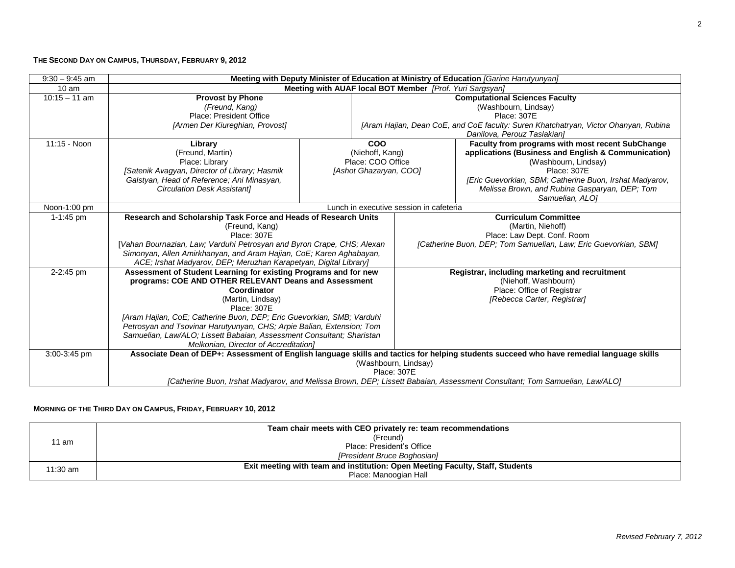**THE SECOND DAY ON CAMPUS, THURSDAY, FEBRUARY 9, 2012**

| | | | |
|---|---|---|---|
| 9:30 – 9:45 am | **Meeting with Deputy Minister of Education at Ministry of Education** *[Garine Harutyunyan]* | | |
| 10 am | **Meeting with AUAF local BOT Member** *[Prof. Yuri Sargsyan]* | | |
| 10:15 – 11 am | **Provost by Phone**<br>*(Freund, Kang)*<br>Place: President Office<br>*[Armen Der Kiureghian, Provost]* | **Computational Sciences Faculty**<br>(Washbourn, Lindsay)<br>Place: 307E<br>*[Aram Hajian, Dean CoE, and CoE faculty: Suren Khatchatryan, Victor Ohanyan, Rubina Danilova, Perouz Taslakian]* | |
| 11:15 - Noon | **Library**<br>(Freund, Martin)<br>Place: Library<br>*[Satenik Avagyan, Director of Library; Hasmik Galstyan, Head of Reference; Ani Minasyan, Circulation Desk Assistant]* | **COO**<br>(Niehoff, Kang)<br>Place: COO Office<br>*[Ashot Ghazaryan, COO]* | **Faculty from programs with most recent SubChange applications (Business and English & Communication)**<br>(Washbourn, Lindsay)<br>Place: 307E<br>*[Eric Guevorkian, SBM; Catherine Buon, Irshat Madyarov, Melissa Brown, and Rubina Gasparyan, DEP; Tom Samuelian, ALO]* |
| Noon-1:00 pm | Lunch in executive session in cafeteria | | |
| 1-1:45 pm | **Research and Scholarship Task Force and Heads of Research Units**<br>(Freund, Kang)<br>Place: 307E<br>[*Vahan Bournazian, Law; Varduhi Petrosyan and Byron Crape, CHS; Alexan Simonyan, Allen Amirkhanyan, and Aram Hajian, CoE; Karen Aghabayan, ACE; Irshat Madyarov, DEP; Meruzhan Karapetyan, Digital Library]* | **Curriculum Committee**<br>(Martin, Niehoff)<br>Place: Law Dept. Conf. Room<br>*[Catherine Buon, DEP; Tom Samuelian, Law; Eric Guevorkian, SBM]* | |
| 2-2:45 pm | **Assessment of Student Learning for existing Programs and for new programs: COE AND OTHER RELEVANT Deans and Assessment Coordinator**<br>(Martin, Lindsay)<br>Place: 307E<br>*[Aram Hajian, CoE; Catherine Buon, DEP; Eric Guevorkian, SMB; Varduhi Petrosyan and Tsovinar Harutyunyan, CHS; Arpie Balian, Extension; Tom Samuelian, Law/ALO; Lissett Babaian, Assessment Consultant; Sharistan Melkonian, Director of Accreditation]* | **Registrar, including marketing and recruitment**<br>(Niehoff, Washbourn)<br>Place: Office of Registrar<br>*[Rebecca Carter, Registrar]* | |
| 3:00-3:45 pm | **Associate Dean of DEP+: Assessment of English language skills and tactics for helping students succeed who have remedial language skills**<br>(Washbourn, Lindsay)<br>Place: 307E<br>*[Catherine Buon, Irshat Madyarov, and Melissa Brown, DEP; Lissett Babaian, Assessment Consultant; Tom Samuelian, Law/ALO]* | | |

**MORNING OF THE THIRD DAY ON CAMPUS, FRIDAY, FEBRUARY 10, 2012**

| | |
|---|---|
| 11 am | **Team chair meets with CEO privately re: team recommendations**<br>(Freund)<br>Place: President's Office<br>*[President Bruce Boghosian]* |
| 11:30 am | **Exit meeting with team and institution: Open Meeting Faculty, Staff, Students**<br>Place: Manoogian Hall |

*Revised February 7, 2012*